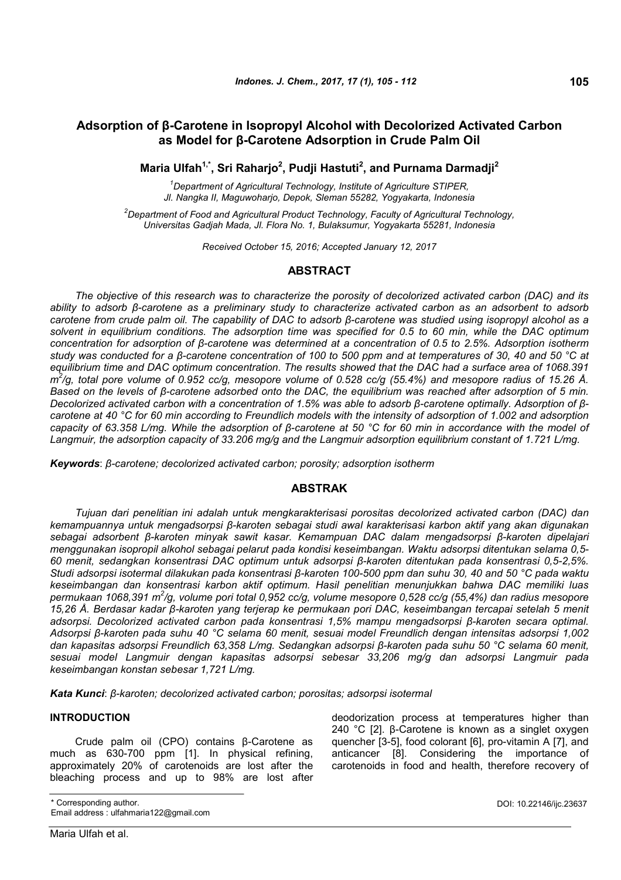# Adsorption of β-Carotene in Isopropyl Alcohol with Decolorized Activated Carbon as Model for β-Carotene Adsorption in Crude Palm Oil

**Maria Ulfah[1,*], Sri Raharjo[2], Pudji Hastuti[2], and Purnama Darmadji[2]**

[1]*Department of Agricultural Technology, Institute of Agriculture STIPER, Jl. Nangka II, Maguwoharjo, Depok, Sleman 55282, Yogyakarta, Indonesia*

[2]*Department of Food and Agricultural Product Technology, Faculty of Agricultural Technology, Universitas Gadjah Mada, Jl. Flora No. 1, Bulaksumur, Yogyakarta 55281, Indonesia*

*Received October 15, 2016; Accepted January 12, 2017*

## ABSTRACT

*The objective of this research was to characterize the porosity of decolorized activated carbon (DAC) and its ability to adsorb β-carotene as a preliminary study to characterize activated carbon as an adsorbent to adsorb carotene from crude palm oil. The capability of DAC to adsorb β-carotene was studied using isopropyl alcohol as a solvent in equilibrium conditions. The adsorption time was specified for 0.5 to 60 min, while the DAC optimum concentration for adsorption of β-carotene was determined at a concentration of 0.5 to 2.5%. Adsorption isotherm study was conducted for a β-carotene concentration of 100 to 500 ppm and at temperatures of 30, 40 and 50 °C at equilibrium time and DAC optimum concentration. The results showed that the DAC had a surface area of 1068.391 $m^2$/g, total pore volume of 0.952 cc/g, mesopore volume of 0.528 cc/g (55.4%) and mesopore radius of 15.26 Å. Based on the levels of β-carotene adsorbed onto the DAC, the equilibrium was reached after adsorption of 5 min. Decolorized activated carbon with a concentration of 1.5% was able to adsorb β-carotene optimally. Adsorption of β-carotene at 40 °C for 60 min according to Freundlich models with the intensity of adsorption of 1.002 and adsorption capacity of 63.358 L/mg. While the adsorption of β-carotene at 50 °C for 60 min in accordance with the model of Langmuir, the adsorption capacity of 33.206 mg/g and the Langmuir adsorption equilibrium constant of 1.721 L/mg.*

***Keywords***: *β-carotene; decolorized activated carbon; porosity; adsorption isotherm*

## ABSTRAK

*Tujuan dari penelitian ini adalah untuk mengkarakterisasi porositas decolorized activated carbon (DAC) dan kemampuannya untuk mengadsorpsi β-karoten sebagai studi awal karakterisasi karbon aktif yang akan digunakan sebagai adsorbent β-karoten minyak sawit kasar. Kemampuan DAC dalam mengadsorpsi β-karoten dipelajari menggunakan isopropil alkohol sebagai pelarut pada kondisi keseimbangan. Waktu adsorpsi ditentukan selama 0,5-60 menit, sedangkan konsentrasi DAC optimum untuk adsorpsi β-karoten ditentukan pada konsentrasi 0,5-2,5%. Studi adsorpsi isotermal dilakukan pada konsentrasi β-karoten 100-500 ppm dan suhu 30, 40 dan 50 °C pada waktu keseimbangan dan konsentrasi karbon aktif optimum. Hasil penelitian menunjukkan bahwa DAC memiliki luas permukaan 1068,391 $m^2$/g, volume pori total 0,952 cc/g, volume mesopore 0,528 cc/g (55,4%) dan radius mesopore 15,26 Å. Berdasar kadar β-karoten yang terjerap ke permukaan pori DAC, keseimbangan tercapai setelah 5 menit adsorpsi. Decolorized activated carbon pada konsentrasi 1,5% mampu mengadsorpsi β-karoten secara optimal. Adsorpsi β-karoten pada suhu 40 °C selama 60 menit, sesuai model Freundlich dengan intensitas adsorpsi 1,002 dan kapasitas adsorpsi Freundlich 63,358 L/mg. Sedangkan adsorpsi β-karoten pada suhu 50 °C selama 60 menit, sesuai model Langmuir dengan kapasitas adsorpsi sebesar 33,206 mg/g dan adsorpsi Langmuir pada keseimbangan konstan sebesar 1,721 L/mg.*

***Kata Kunci***: *β-karoten; decolorized activated carbon; porositas; adsorpsi isotermal*

## INTRODUCTION

Crude palm oil (CPO) contains β-Carotene as much as 630-700 ppm [1]. In physical refining, approximately 20% of carotenoids are lost after the bleaching process and up to 98% are lost after deodorization process at temperatures higher than 240 °C [2]. β-Carotene is known as a singlet oxygen quencher [3-5], food colorant [6], pro-vitamin A [7], and anticancer [8]. Considering the importance of carotenoids in food and health, therefore recovery of

\* Corresponding author.
Email address : ulfahmaria122@gmail.com

DOI: 10.22146/ijc.23637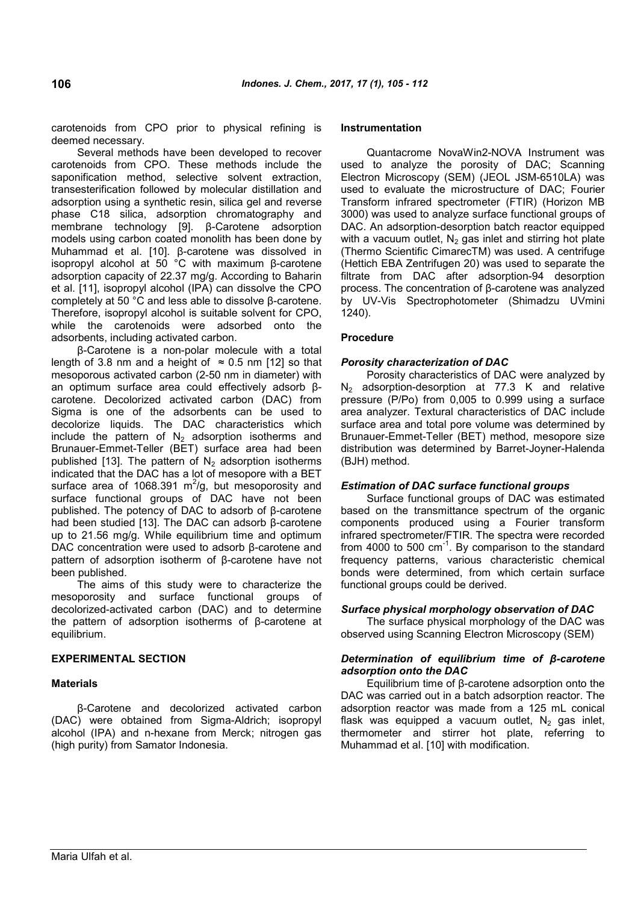carotenoids from CPO prior to physical refining is deemed necessary.

Several methods have been developed to recover carotenoids from CPO. These methods include the saponification method, selective solvent extraction, transesterification followed by molecular distillation and adsorption using a synthetic resin, silica gel and reverse phase C18 silica, adsorption chromatography and membrane technology [9]. β-Carotene adsorption models using carbon coated monolith has been done by Muhammad et al. [10]. β-carotene was dissolved in isopropyl alcohol at 50 °C with maximum β-carotene adsorption capacity of 22.37 mg/g. According to Baharin et al. [11], isopropyl alcohol (IPA) can dissolve the CPO completely at 50 °C and less able to dissolve β-carotene. Therefore, isopropyl alcohol is suitable solvent for CPO, while the carotenoids were adsorbed onto the adsorbents, including activated carbon.

β-Carotene is a non-polar molecule with a total length of 3.8 nm and a height of ≈ 0.5 nm [12] so that mesoporous activated carbon (2-50 nm in diameter) with an optimum surface area could effectively adsorb β-carotene. Decolorized activated carbon (DAC) from Sigma is one of the adsorbents can be used to decolorize liquids. The DAC characteristics which include the pattern of $N_2$ adsorption isotherms and Brunauer-Emmet-Teller (BET) surface area had been published [13]. The pattern of $N_2$ adsorption isotherms indicated that the DAC has a lot of mesopore with a BET surface area of 1068.391 $m^2$/g, but mesoporosity and surface functional groups of DAC have not been published. The potency of DAC to adsorb of β-carotene had been studied [13]. The DAC can adsorb β-carotene up to 21.56 mg/g. While equilibrium time and optimum DAC concentration were used to adsorb β-carotene and pattern of adsorption isotherm of β-carotene have not been published.

The aims of this study were to characterize the mesoporosity and surface functional groups of decolorized-activated carbon (DAC) and to determine the pattern of adsorption isotherms of β-carotene at equilibrium.

## EXPERIMENTAL SECTION

### Materials

β-Carotene and decolorized activated carbon (DAC) were obtained from Sigma-Aldrich; isopropyl alcohol (IPA) and n-hexane from Merck; nitrogen gas (high purity) from Samator Indonesia.

### Instrumentation

Quantacrome NovaWin2-NOVA Instrument was used to analyze the porosity of DAC; Scanning Electron Microscopy (SEM) (JEOL JSM-6510LA) was used to evaluate the microstructure of DAC; Fourier Transform infrared spectrometer (FTIR) (Horizon MB 3000) was used to analyze surface functional groups of DAC. An adsorption-desorption batch reactor equipped with a vacuum outlet, $N_2$ gas inlet and stirring hot plate (Thermo Scientific CimarecTM) was used. A centrifuge (Hettich EBA Zentrifugen 20) was used to separate the filtrate from DAC after adsorption-94 desorption process. The concentration of β-carotene was analyzed by UV-Vis Spectrophotometer (Shimadzu UVmini 1240).

### Procedure

#### *Porosity characterization of DAC*

Porosity characteristics of DAC were analyzed by $N_2$ adsorption-desorption at 77.3 K and relative pressure (P/Po) from 0,005 to 0.999 using a surface area analyzer. Textural characteristics of DAC include surface area and total pore volume was determined by Brunauer-Emmet-Teller (BET) method, mesopore size distribution was determined by Barret-Joyner-Halenda (BJH) method.

#### *Estimation of DAC surface functional groups*

Surface functional groups of DAC was estimated based on the transmittance spectrum of the organic components produced using a Fourier transform infrared spectrometer/FTIR. The spectra were recorded from 4000 to 500 $cm^{-1}$. By comparison to the standard frequency patterns, various characteristic chemical bonds were determined, from which certain surface functional groups could be derived.

#### *Surface physical morphology observation of DAC*

The surface physical morphology of the DAC was observed using Scanning Electron Microscopy (SEM)

#### *Determination of equilibrium time of β-carotene adsorption onto the DAC*

Equilibrium time of β-carotene adsorption onto the DAC was carried out in a batch adsorption reactor. The adsorption reactor was made from a 125 mL conical flask was equipped a vacuum outlet, $N_2$ gas inlet, thermometer and stirrer hot plate, referring to Muhammad et al. [10] with modification.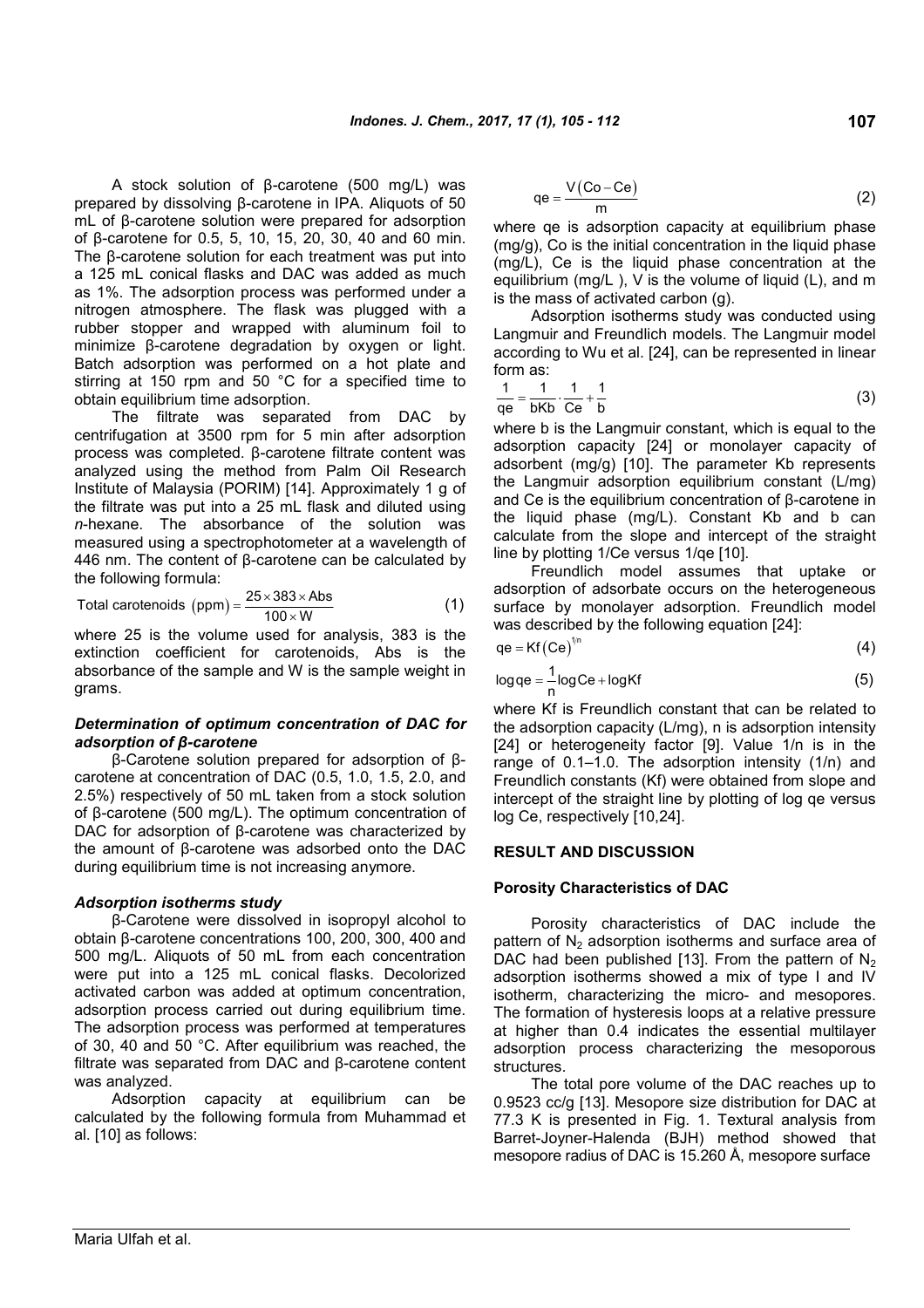A stock solution of β-carotene (500 mg/L) was prepared by dissolving β-carotene in IPA. Aliquots of 50 mL of β-carotene solution were prepared for adsorption of β-carotene for 0.5, 5, 10, 15, 20, 30, 40 and 60 min. The β-carotene solution for each treatment was put into a 125 mL conical flasks and DAC was added as much as 1%. The adsorption process was performed under a nitrogen atmosphere. The flask was plugged with a rubber stopper and wrapped with aluminum foil to minimize β-carotene degradation by oxygen or light. Batch adsorption was performed on a hot plate and stirring at 150 rpm and 50 °C for a specified time to obtain equilibrium time adsorption.

The filtrate was separated from DAC by centrifugation at 3500 rpm for 5 min after adsorption process was completed. β-carotene filtrate content was analyzed using the method from Palm Oil Research Institute of Malaysia (PORIM) [14]. Approximately 1 g of the filtrate was put into a 25 mL flask and diluted using *n*-hexane. The absorbance of the solution was measured using a spectrophotometer at a wavelength of 446 nm. The content of β-carotene can be calculated by the following formula:

$$\text{Total carotenoids (ppm)} = \frac{25 \times 383 \times \text{Abs}}{100 \times W} \tag{1}$$

where 25 is the volume used for analysis, 383 is the extinction coefficient for carotenoids, Abs is the absorbance of the sample and W is the sample weight in grams.

### *Determination of optimum concentration of DAC for adsorption of β-carotene*

β-Carotene solution prepared for adsorption of β-carotene at concentration of DAC (0.5, 1.0, 1.5, 2.0, and 2.5%) respectively of 50 mL taken from a stock solution of β-carotene (500 mg/L). The optimum concentration of DAC for adsorption of β-carotene was characterized by the amount of β-carotene was adsorbed onto the DAC during equilibrium time is not increasing anymore.

### *Adsorption isotherms study*

β-Carotene were dissolved in isopropyl alcohol to obtain β-carotene concentrations 100, 200, 300, 400 and 500 mg/L. Aliquots of 50 mL from each concentration were put into a 125 mL conical flasks. Decolorized activated carbon was added at optimum concentration, adsorption process carried out during equilibrium time. The adsorption process was performed at temperatures of 30, 40 and 50 °C. After equilibrium was reached, the filtrate was separated from DAC and β-carotene content was analyzed.

Adsorption capacity at equilibrium can be calculated by the following formula from Muhammad et al. [10] as follows:

$$qe = \frac{V(Co - Ce)}{m} \tag{2}$$

where qe is adsorption capacity at equilibrium phase (mg/g), Co is the initial concentration in the liquid phase (mg/L), Ce is the liquid phase concentration at the equilibrium (mg/L ), V is the volume of liquid (L), and m is the mass of activated carbon (g).

Adsorption isotherms study was conducted using Langmuir and Freundlich models. The Langmuir model according to Wu et al. [24], can be represented in linear form as:

$$\frac{1}{qe} = \frac{1}{bKb} \cdot \frac{1}{Ce} + \frac{1}{b} \tag{3}$$

where b is the Langmuir constant, which is equal to the adsorption capacity [24] or monolayer capacity of adsorbent (mg/g) [10]. The parameter Kb represents the Langmuir adsorption equilibrium constant (L/mg) and Ce is the equilibrium concentration of β-carotene in the liquid phase (mg/L). Constant Kb and b can calculate from the slope and intercept of the straight line by plotting 1/Ce versus 1/qe [10].

Freundlich model assumes that uptake or adsorption of adsorbate occurs on the heterogeneous surface by monolayer adsorption. Freundlich model was described by the following equation [24]:

$$qe = Kf(Ce)^{1/n} \tag{4}$$

$$\log qe = \frac{1}{n}\log Ce + \log Kf \tag{5}$$

where Kf is Freundlich constant that can be related to the adsorption capacity (L/mg), n is adsorption intensity [24] or heterogeneity factor [9]. Value 1/n is in the range of 0.1–1.0. The adsorption intensity (1/n) and Freundlich constants (Kf) were obtained from slope and intercept of the straight line by plotting of log qe versus log Ce, respectively [10,24].

## RESULT AND DISCUSSION

### Porosity Characteristics of DAC

Porosity characteristics of DAC include the pattern of $N_2$ adsorption isotherms and surface area of DAC had been published [13]. From the pattern of $N_2$ adsorption isotherms showed a mix of type I and IV isotherm, characterizing the micro- and mesopores. The formation of hysteresis loops at a relative pressure at higher than 0.4 indicates the essential multilayer adsorption process characterizing the mesoporous structures.

The total pore volume of the DAC reaches up to 0.9523 cc/g [13]. Mesopore size distribution for DAC at 77.3 K is presented in Fig. 1. Textural analysis from Barret-Joyner-Halenda (BJH) method showed that mesopore radius of DAC is 15.260 Å, mesopore surface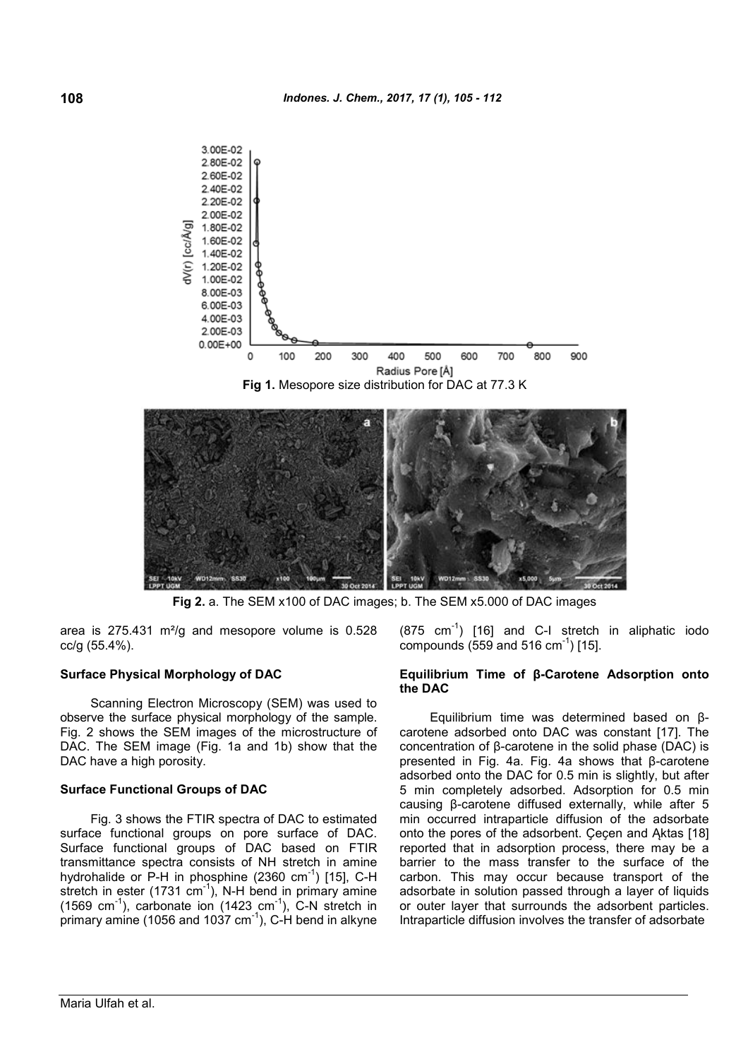Fig 1. Mesopore size distribution for DAC at 77.3 K

Fig 2. a. The SEM x100 of DAC images; b. The SEM x5.000 of DAC images

area is 275.431 m²/g and mesopore volume is 0.528 cc/g (55.4%).

### Surface Physical Morphology of DAC

Scanning Electron Microscopy (SEM) was used to observe the surface physical morphology of the sample. Fig. 2 shows the SEM images of the microstructure of DAC. The SEM image (Fig. 1a and 1b) show that the DAC have a high porosity.

### Surface Functional Groups of DAC

Fig. 3 shows the FTIR spectra of DAC to estimated surface functional groups on pore surface of DAC. Surface functional groups of DAC based on FTIR transmittance spectra consists of NH stretch in amine hydrohalide or P-H in phosphine (2360 $cm^{-1}$) [15], C-H stretch in ester (1731 $cm^{-1}$), N-H bend in primary amine (1569 $cm^{-1}$), carbonate ion (1423 $cm^{-1}$), C-N stretch in primary amine (1056 and 1037 $cm^{-1}$), C-H bend in alkyne (875 $cm^{-1}$) [16] and C-I stretch in aliphatic iodo compounds (559 and 516 $cm^{-1}$) [15].

### Equilibrium Time of β-Carotene Adsorption onto the DAC

Equilibrium time was determined based on β-carotene adsorbed onto DAC was constant [17]. The concentration of β-carotene in the solid phase (DAC) is presented in Fig. 4a. Fig. 4a shows that β-carotene adsorbed onto the DAC for 0.5 min is slightly, but after 5 min completely adsorbed. Adsorption for 0.5 min causing β-carotene diffused externally, while after 5 min occurred intraparticle diffusion of the adsorbate onto the pores of the adsorbent. Çeçen and Ąktas [18] reported that in adsorption process, there may be a barrier to the mass transfer to the surface of the carbon. This may occur because transport of the adsorbate in solution passed through a layer of liquids or outer layer that surrounds the adsorbent particles. Intraparticle diffusion involves the transfer of adsorbate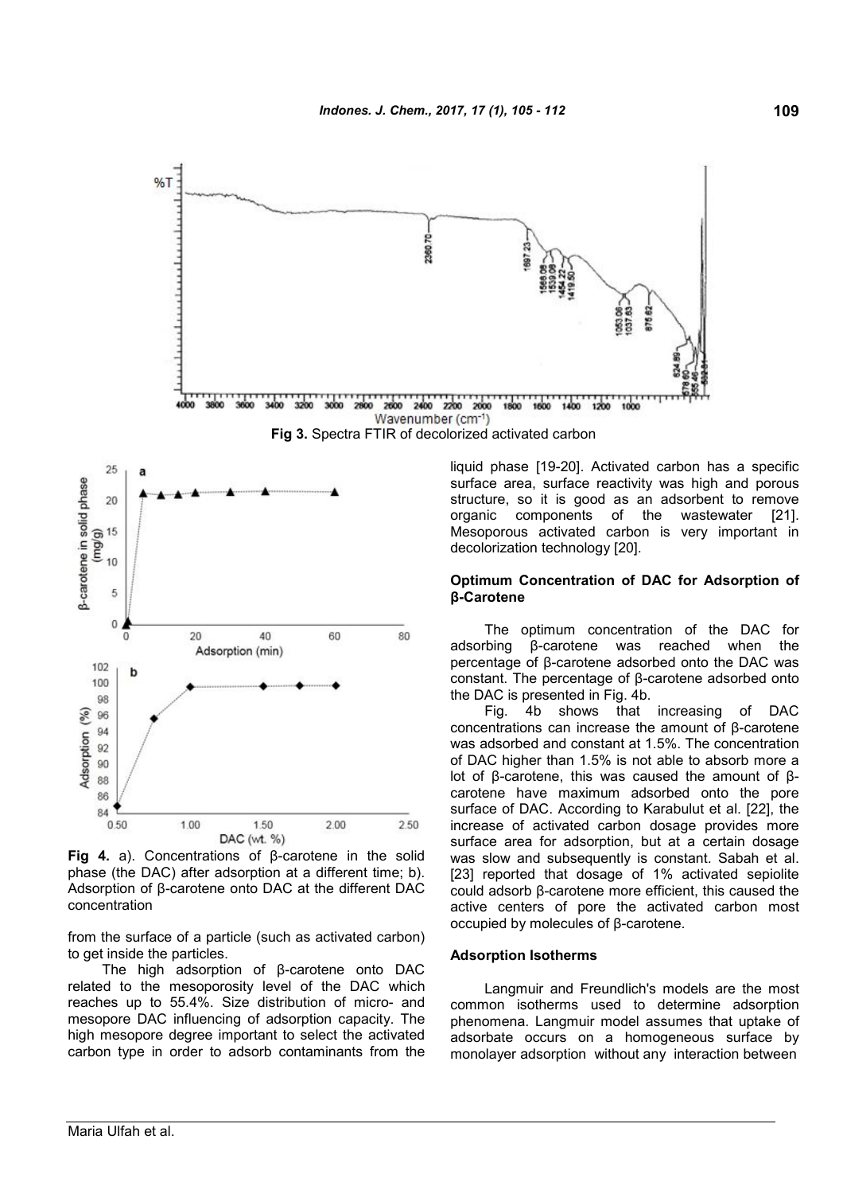Fig 3. Spectra FTIR of decolorized activated carbon

Fig 4. a). Concentrations of β-carotene in the solid phase (the DAC) after adsorption at a different time; b). Adsorption of β-carotene onto DAC at the different DAC concentration

from the surface of a particle (such as activated carbon) to get inside the particles.

The high adsorption of β-carotene onto DAC related to the mesoporosity level of the DAC which reaches up to 55.4%. Size distribution of micro- and mesopore DAC influencing of adsorption capacity. The high mesopore degree important to select the activated carbon type in order to adsorb contaminants from the liquid phase [19-20]. Activated carbon has a specific surface area, surface reactivity was high and porous structure, so it is good as an adsorbent to remove organic components of the wastewater [21]. Mesoporous activated carbon is very important in decolorization technology [20].

### Optimum Concentration of DAC for Adsorption of β-Carotene

The optimum concentration of the DAC for adsorbing β-carotene was reached when the percentage of β-carotene adsorbed onto the DAC was constant. The percentage of β-carotene adsorbed onto the DAC is presented in Fig. 4b.

Fig. 4b shows that increasing of DAC concentrations can increase the amount of β-carotene was adsorbed and constant at 1.5%. The concentration of DAC higher than 1.5% is not able to absorb more a lot of β-carotene, this was caused the amount of β-carotene have maximum adsorbed onto the pore surface of DAC. According to Karabulut et al. [22], the increase of activated carbon dosage provides more surface area for adsorption, but at a certain dosage was slow and subsequently is constant. Sabah et al. [23] reported that dosage of 1% activated sepiolite could adsorb β-carotene more efficient, this caused the active centers of pore the activated carbon most occupied by molecules of β-carotene.

### Adsorption Isotherms

Langmuir and Freundlich's models are the most common isotherms used to determine adsorption phenomena. Langmuir model assumes that uptake of adsorbate occurs on a homogeneous surface by monolayer adsorption without any interaction between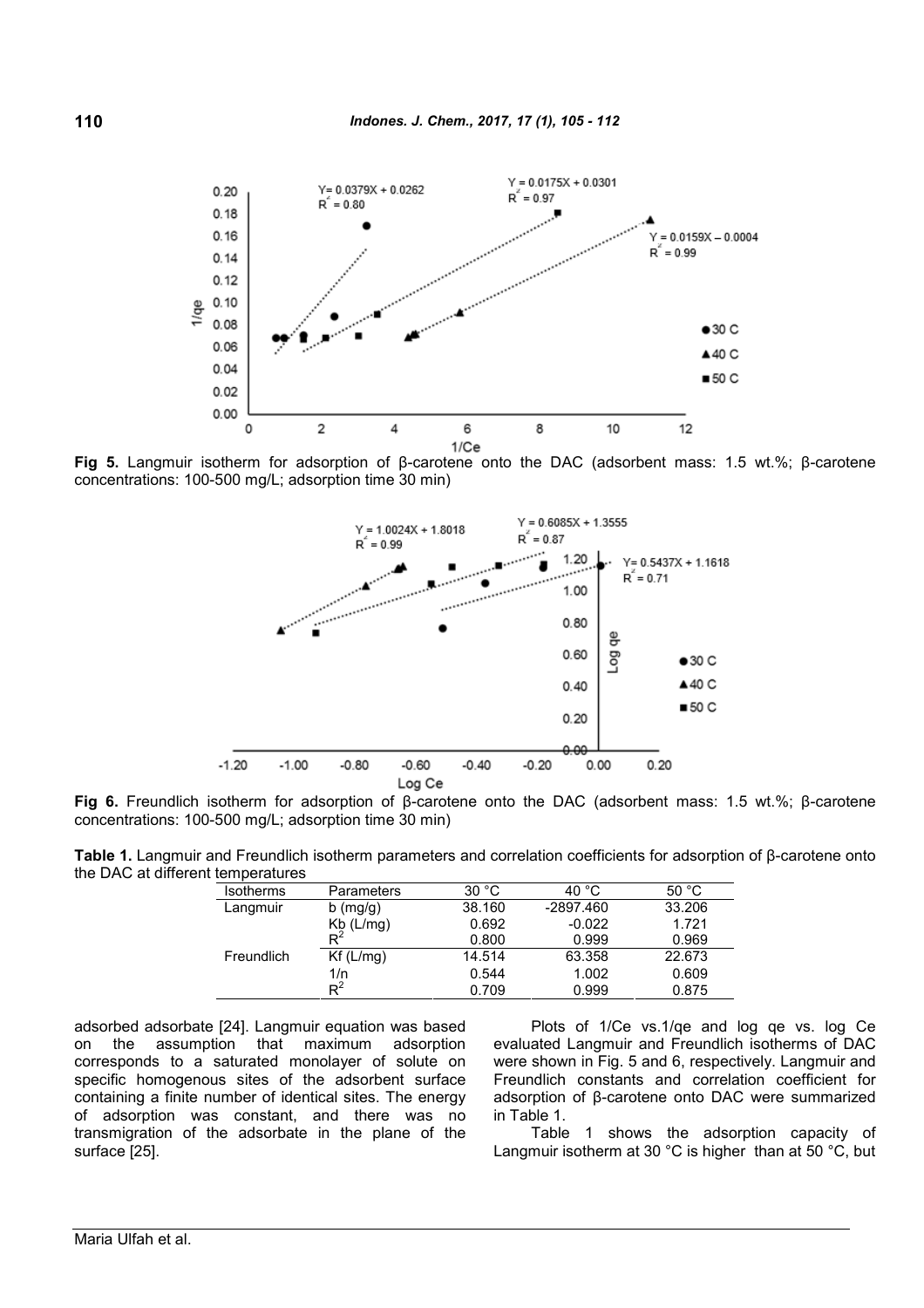**Fig 5.** Langmuir isotherm for adsorption of β-carotene onto the DAC (adsorbent mass: 1.5 wt.%; β-carotene concentrations: 100-500 mg/L; adsorption time 30 min)

**Fig 6.** Freundlich isotherm for adsorption of β-carotene onto the DAC (adsorbent mass: 1.5 wt.%; β-carotene concentrations: 100-500 mg/L; adsorption time 30 min)

**Table 1.** Langmuir and Freundlich isotherm parameters and correlation coefficients for adsorption of β-carotene onto the DAC at different temperatures

| Isotherms | Parameters | 30 °C | 40 °C | 50 °C |
|---|---|---|---|---|
| Langmuir | b (mg/g) | 38.160 | -2897.460 | 33.206 |
| | Kb (L/mg) | 0.692 | -0.022 | 1.721 |
| | $R^2$ | 0.800 | 0.999 | 0.969 |
| Freundlich | Kf (L/mg) | 14.514 | 63.358 | 22.673 |
| | 1/n | 0.544 | 1.002 | 0.609 |
| | $R^2$ | 0.709 | 0.999 | 0.875 |

adsorbed adsorbate [24]. Langmuir equation was based on the assumption that maximum adsorption corresponds to a saturated monolayer of solute on specific homogenous sites of the adsorbent surface containing a finite number of identical sites. The energy of adsorption was constant, and there was no transmigration of the adsorbate in the plane of the surface [25].

Plots of 1/Ce vs.1/qe and log qe vs. log Ce evaluated Langmuir and Freundlich isotherms of DAC were shown in Fig. 5 and 6, respectively. Langmuir and Freundlich constants and correlation coefficient for adsorption of β-carotene onto DAC were summarized in Table 1.

Table 1 shows the adsorption capacity of Langmuir isotherm at 30 °C is higher than at 50 °C, but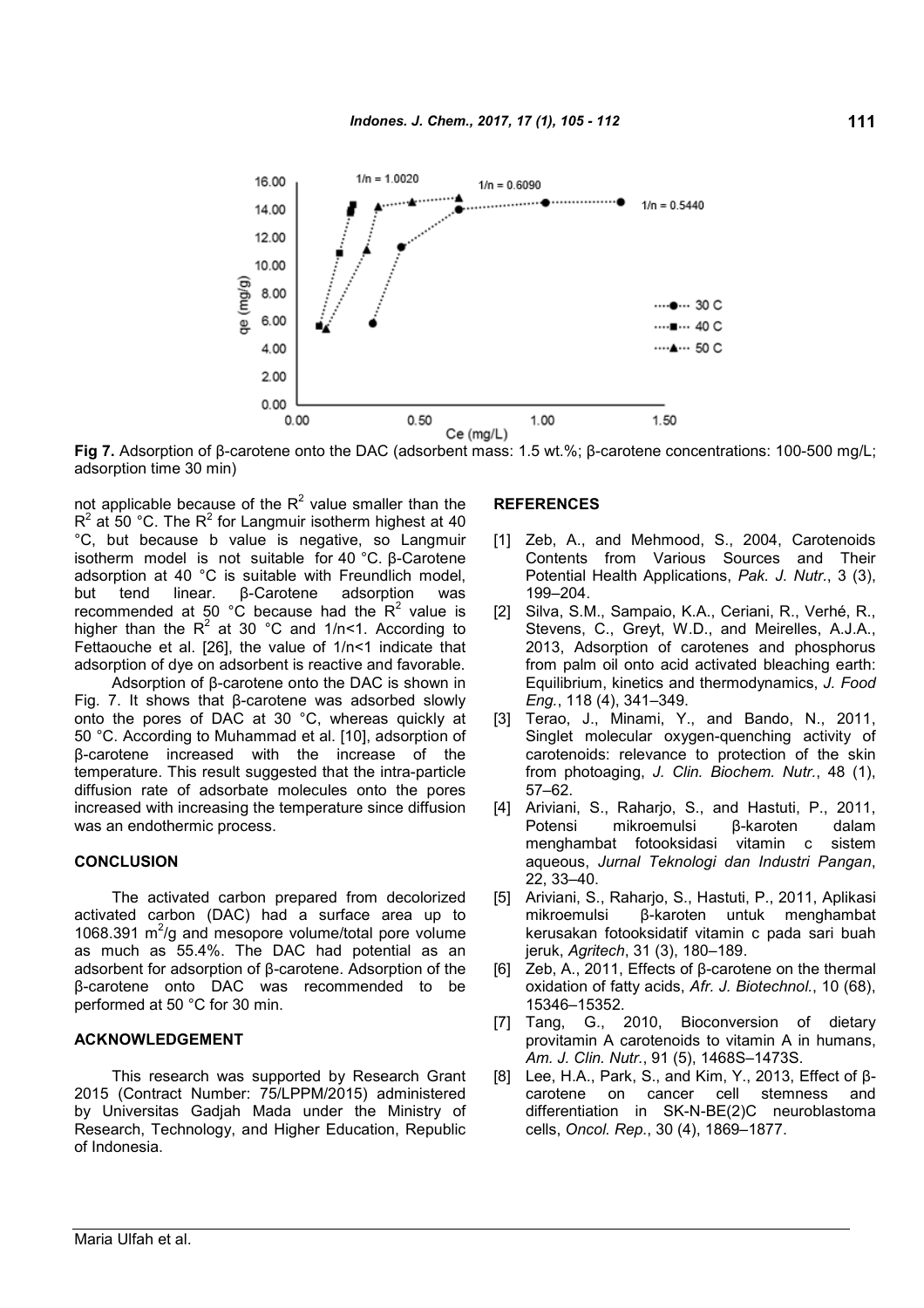**Fig 7.** Adsorption of β-carotene onto the DAC (adsorbent mass: 1.5 wt.%; β-carotene concentrations: 100-500 mg/L; adsorption time 30 min)

not applicable because of the $R^2$ value smaller than the $R^2$ at 50 °C. The $R^2$ for Langmuir isotherm highest at 40 °C, but because b value is negative, so Langmuir isotherm model is not suitable for 40 °C. β-Carotene adsorption at 40 °C is suitable with Freundlich model, but tend linear. β-Carotene adsorption was recommended at 50 °C because had the $R^2$ value is higher than the $R^2$ at 30 °C and $1/n<1$. According to Fettaouche et al. [26], the value of $1/n<1$ indicate that adsorption of dye on adsorbent is reactive and favorable.

Adsorption of β-carotene onto the DAC is shown in Fig. 7. It shows that β-carotene was adsorbed slowly onto the pores of DAC at 30 °C, whereas quickly at 50 °C. According to Muhammad et al. [10], adsorption of β-carotene increased with the increase of the temperature. This result suggested that the intra-particle diffusion rate of adsorbate molecules onto the pores increased with increasing the temperature since diffusion was an endothermic process.

## CONCLUSION

The activated carbon prepared from decolorized activated carbon (DAC) had a surface area up to 1068.391 $m^2/g$ and mesopore volume/total pore volume as much as 55.4%. The DAC had potential as an adsorbent for adsorption of β-carotene. Adsorption of the β-carotene onto DAC was recommended to be performed at 50 °C for 30 min.

## ACKNOWLEDGEMENT

This research was supported by Research Grant 2015 (Contract Number: 75/LPPM/2015) administered by Universitas Gadjah Mada under the Ministry of Research, Technology, and Higher Education, Republic of Indonesia.

## REFERENCES

[1] Zeb, A., and Mehmood, S., 2004, Carotenoids Contents from Various Sources and Their Potential Health Applications, *Pak. J. Nutr.*, 3 (3), 199–204.

[2] Silva, S.M., Sampaio, K.A., Ceriani, R., Verhé, R., Stevens, C., Greyt, W.D., and Meirelles, A.J.A., 2013, Adsorption of carotenes and phosphorus from palm oil onto acid activated bleaching earth: Equilibrium, kinetics and thermodynamics, *J. Food Eng.*, 118 (4), 341–349.

[3] Terao, J., Minami, Y., and Bando, N., 2011, Singlet molecular oxygen-quenching activity of carotenoids: relevance to protection of the skin from photoaging, *J. Clin. Biochem. Nutr.*, 48 (1), 57–62.

[4] Ariviani, S., Raharjo, S., and Hastuti, P., 2011, Potensi mikroemulsi β-karoten dalam menghambat fotooksidasi vitamin c sistem aqueous, *Jurnal Teknologi dan Industri Pangan*, 22, 33–40.

[5] Ariviani, S., Raharjo, S., Hastuti, P., 2011, Aplikasi mikroemulsi β-karoten untuk menghambat kerusakan fotooksidatif vitamin c pada sari buah jeruk, *Agritech*, 31 (3), 180–189.

[6] Zeb, A., 2011, Effects of β-carotene on the thermal oxidation of fatty acids, *Afr. J. Biotechnol.*, 10 (68), 15346–15352.

[7] Tang, G., 2010, Bioconversion of dietary provitamin A carotenoids to vitamin A in humans, *Am. J. Clin. Nutr.*, 91 (5), 1468S–1473S.

[8] Lee, H.A., Park, S., and Kim, Y., 2013, Effect of β-carotene on cancer cell stemness and differentiation in SK-N-BE(2)C neuroblastoma cells, *Oncol. Rep.*, 30 (4), 1869–1877.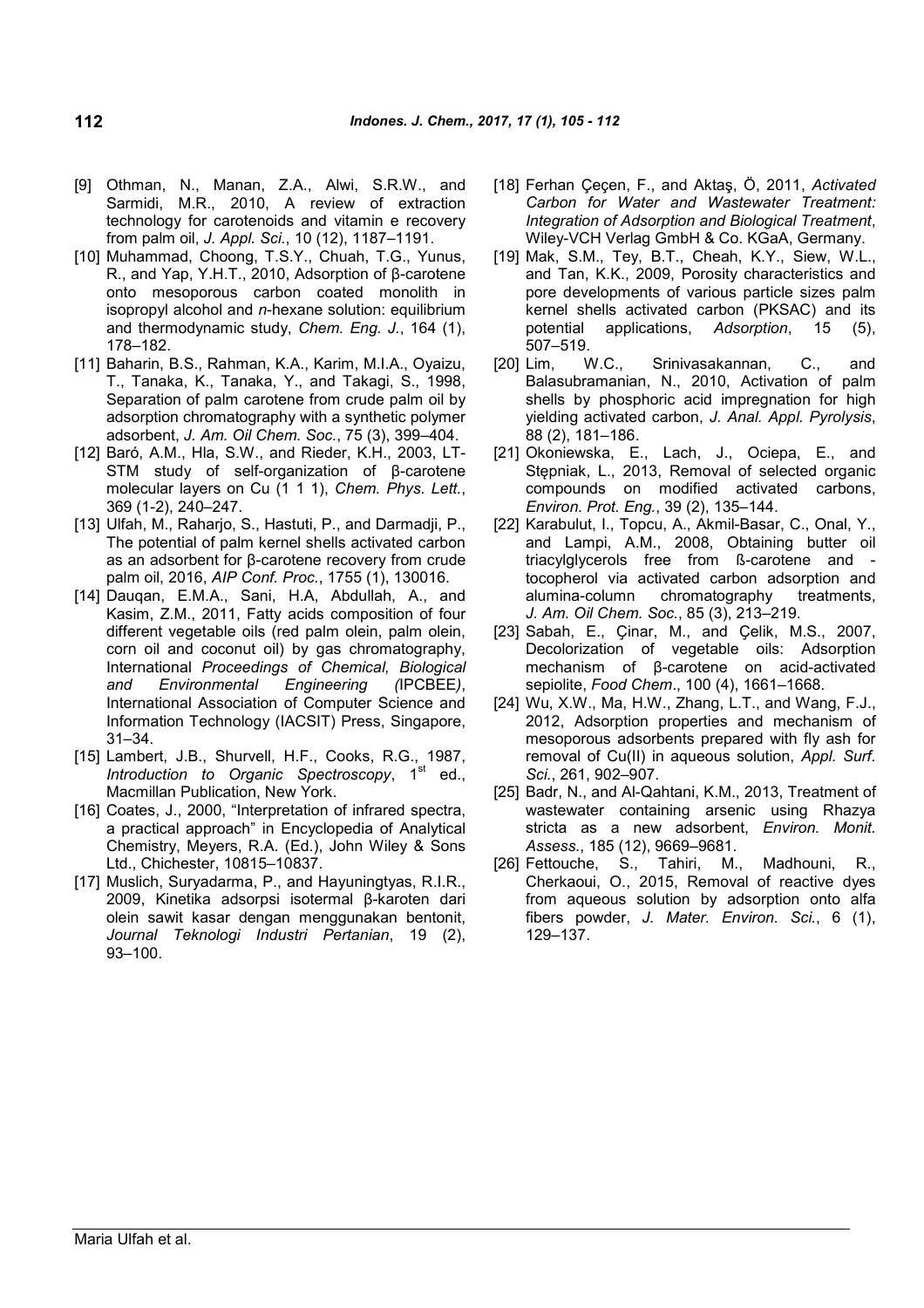[9] Othman, N., Manan, Z.A., Alwi, S.R.W., and Sarmidi, M.R., 2010, A review of extraction technology for carotenoids and vitamin e recovery from palm oil, *J. Appl. Sci.*, 10 (12), 1187–1191.

[10] Muhammad, Choong, T.S.Y., Chuah, T.G., Yunus, R., and Yap, Y.H.T., 2010, Adsorption of β-carotene onto mesoporous carbon coated monolith in isopropyl alcohol and *n*-hexane solution: equilibrium and thermodynamic study, *Chem. Eng. J.*, 164 (1), 178–182.

[11] Baharin, B.S., Rahman, K.A., Karim, M.I.A., Oyaizu, T., Tanaka, K., Tanaka, Y., and Takagi, S., 1998, Separation of palm carotene from crude palm oil by adsorption chromatography with a synthetic polymer adsorbent, *J. Am. Oil Chem. Soc.*, 75 (3), 399–404.

[12] Baró, A.M., Hla, S.W., and Rieder, K.H., 2003, LT-STM study of self-organization of β-carotene molecular layers on Cu (1 1 1), *Chem. Phys. Lett.*, 369 (1-2), 240–247.

[13] Ulfah, M., Raharjo, S., Hastuti, P., and Darmadji, P., The potential of palm kernel shells activated carbon as an adsorbent for β-carotene recovery from crude palm oil, 2016, *AIP Conf. Proc.*, 1755 (1), 130016.

[14] Dauqan, E.M.A., Sani, H.A, Abdullah, A., and Kasim, Z.M., 2011, Fatty acids composition of four different vegetable oils (red palm olein, palm olein, corn oil and coconut oil) by gas chromatography, International *Proceedings of Chemical, Biological and Environmental Engineering (*IPCBEE*)*, International Association of Computer Science and Information Technology (IACSIT) Press, Singapore, 31–34.

[15] Lambert, J.B., Shurvell, H.F., Cooks, R.G., 1987, *Introduction to Organic Spectroscopy*, 1st ed., Macmillan Publication, New York.

[16] Coates, J., 2000, "Interpretation of infrared spectra, a practical approach" in Encyclopedia of Analytical Chemistry, Meyers, R.A. (Ed.), John Wiley & Sons Ltd., Chichester, 10815–10837.

[17] Muslich, Suryadarma, P., and Hayuningtyas, R.I.R., 2009, Kinetika adsorpsi isotermal β-karoten dari olein sawit kasar dengan menggunakan bentonit, *Journal Teknologi Industri Pertanian*, 19 (2), 93–100.

[18] Ferhan Çeçen, F., and Aktaş, Ö, 2011, *Activated Carbon for Water and Wastewater Treatment: Integration of Adsorption and Biological Treatment*, Wiley-VCH Verlag GmbH & Co. KGaA, Germany.

[19] Mak, S.M., Tey, B.T., Cheah, K.Y., Siew, W.L., and Tan, K.K., 2009, Porosity characteristics and pore developments of various particle sizes palm kernel shells activated carbon (PKSAC) and its potential applications, *Adsorption*, 15 (5), 507–519.

[20] Lim, W.C., Srinivasakannan, C., and Balasubramanian, N., 2010, Activation of palm shells by phosphoric acid impregnation for high yielding activated carbon, *J. Anal. Appl. Pyrolysis*, 88 (2), 181–186.

[21] Okoniewska, E., Lach, J., Ociepa, E., and Stępniak, L., 2013, Removal of selected organic compounds on modified activated carbons, *Environ. Prot. Eng.*, 39 (2), 135–144.

[22] Karabulut, I., Topcu, A., Akmil-Basar, C., Onal, Y., and Lampi, A.M., 2008, Obtaining butter oil triacylglycerols free from ß-carotene and -tocopherol via activated carbon adsorption and alumina-column chromatography treatments, *J. Am. Oil Chem. Soc.*, 85 (3), 213–219.

[23] Sabah, E., Çinar, M., and Çelik, M.S., 2007, Decolorization of vegetable oils: Adsorption mechanism of β-carotene on acid-activated sepiolite, *Food Chem*., 100 (4), 1661–1668.

[24] Wu, X.W., Ma, H.W., Zhang, L.T., and Wang, F.J., 2012, Adsorption properties and mechanism of mesoporous adsorbents prepared with fly ash for removal of Cu(II) in aqueous solution, *Appl. Surf. Sci.*, 261, 902–907.

[25] Badr, N., and Al-Qahtani, K.M., 2013, Treatment of wastewater containing arsenic using Rhazya stricta as a new adsorbent, *Environ. Monit. Assess.*, 185 (12), 9669–9681.

[26] Fettouche, S., Tahiri, M., Madhouni, R., Cherkaoui, O., 2015, Removal of reactive dyes from aqueous solution by adsorption onto alfa fibers powder, *J. Mater. Environ. Sci.*, 6 (1), 129–137.